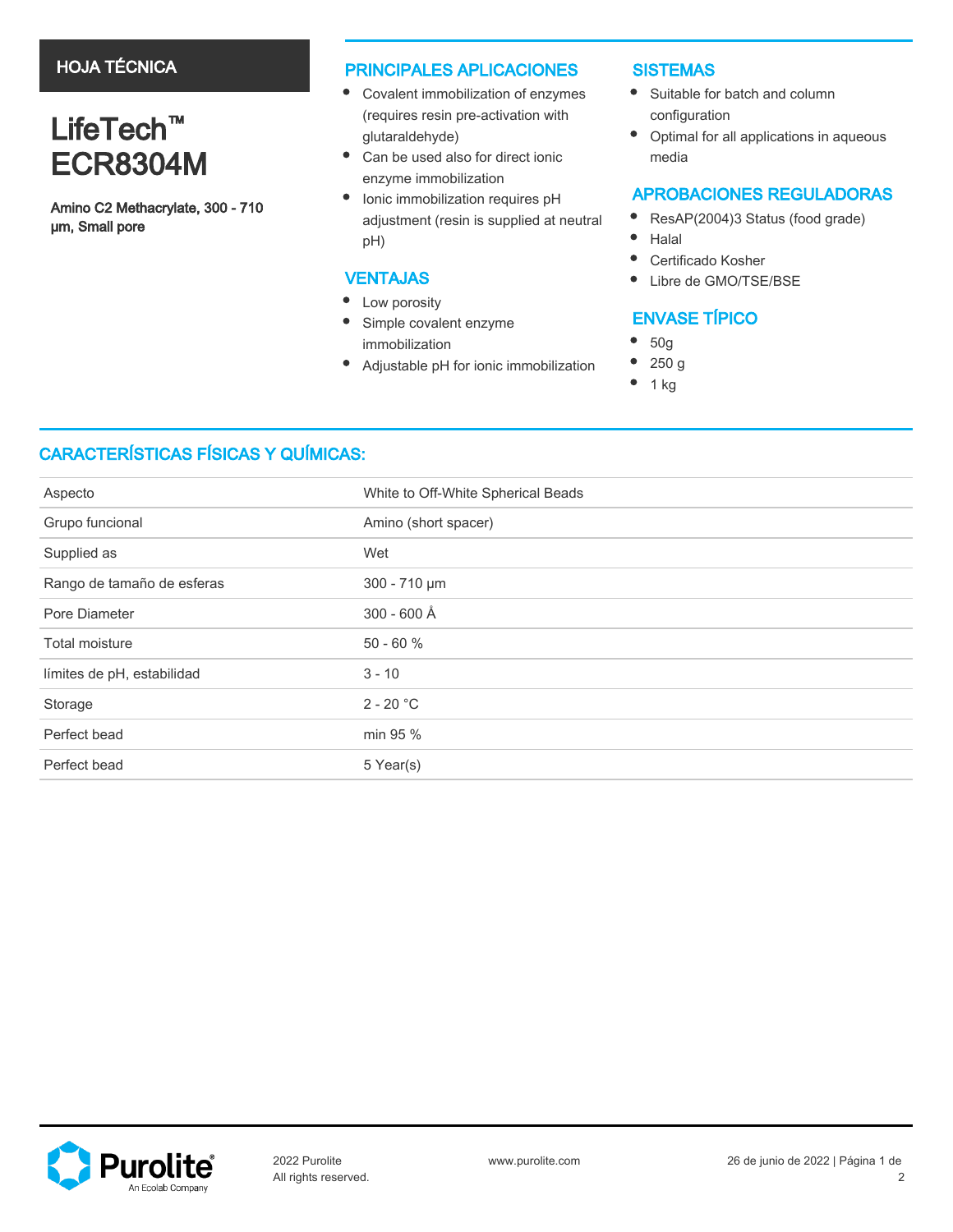HOJA TÉCNICA

# LifeTech™ ECR8304M

**Amino C2 Methacrylate, 300 - 710 µm, Small pore**

## PRINCIPALES APLICACIONES

- Covalent immobilization of enzymes (requires resin pre-activation with glutaraldehyde)
- Can be used also for direct ionic enzyme immobilization
- Ionic immobilization requires pH adjustment (resin is supplied at neutral pH)

## VENTAJAS

- Low porosity
- Simple covalent enzyme immobilization
- Adjustable pH for ionic immobilization

## SISTEMAS

- Suitable for batch and column configuration
- Optimal for all applications in aqueous media

## APROBACIONES REGULADORAS

- ResAP(2004)3 Status (food grade)
- Halal
- Certificado Kosher
- Libre de GMO/TSE/BSE

## ENVASE TÍPICO

- 50g
- 250 g
- 1 kg

## CARACTERÍSTICAS FÍSICAS Y QUÍMICAS:

| | |
|---|---|
| Aspecto | White to Off-White Spherical Beads |
| Grupo funcional | Amino (short spacer) |
| Supplied as | Wet |
| Rango de tamaño de esferas | 300 - 710 µm |
| Pore Diameter | 300 - 600 Å |
| Total moisture | 50 - 60 % |
| límites de pH, estabilidad | 3 - 10 |
| Storage | 2 - 20 °C |
| Perfect bead | min 95 % |
| Perfect bead | 5 Year(s) |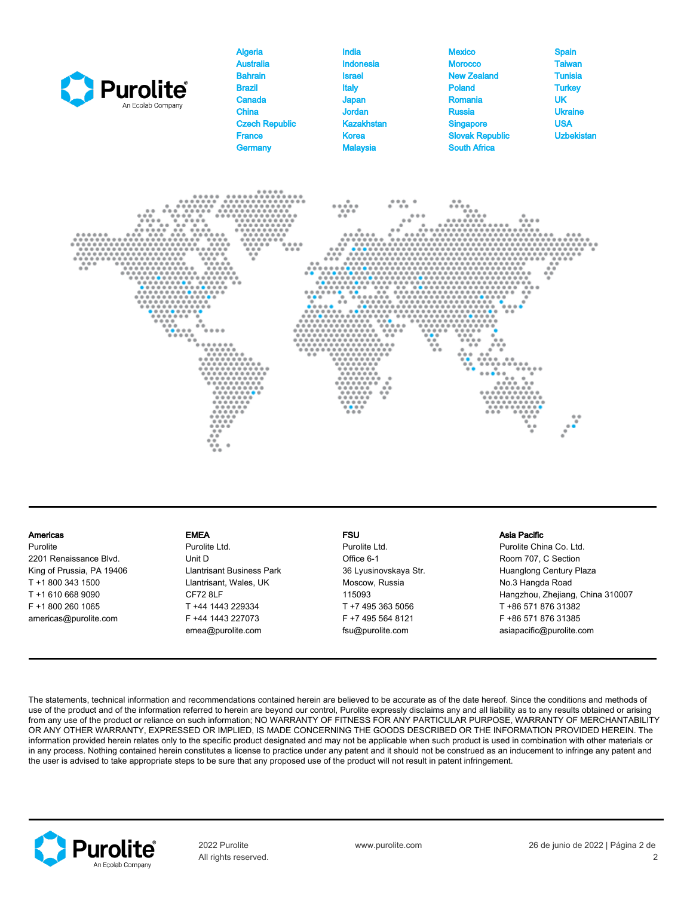Purolite
An Ecolab Company

Algeria
Australia
Bahrain
Brazil
Canada
China
Czech Republic
France
Germany
India
Indonesia
Israel
Italy
Japan
Jordan
Kazakhstan
Korea
Malaysia
Mexico
Morocco
New Zealand
Poland
Romania
Russia
Singapore
Slovak Republic
South Africa
Spain
Taiwan
Tunisia
Turkey
UK
Ukraine
USA
Uzbekistan

**Americas**
Purolite
2201 Renaissance Blvd.
King of Prussia, PA 19406
T +1 800 343 1500
T +1 610 668 9090
F +1 800 260 1065
americas@purolite.com

**EMEA**
Purolite Ltd.
Unit D
Llantrisant Business Park
Llantrisant, Wales, UK
CF72 8LF
T +44 1443 229334
F +44 1443 227073
emea@purolite.com

**FSU**
Purolite Ltd.
Office 6-1
36 Lyusinovskaya Str.
Moscow, Russia
115093
T +7 495 363 5056
F +7 495 564 8121
fsu@purolite.com

**Asia Pacific**
Purolite China Co. Ltd.
Room 707, C Section
Huanglong Century Plaza
No.3 Hangda Road
Hangzhou, Zhejiang, China 310007
T +86 571 876 31382
F +86 571 876 31385
asiapacific@purolite.com

The statements, technical information and recommendations contained herein are believed to be accurate as of the date hereof. Since the conditions and methods of use of the product and of the information referred to herein are beyond our control, Purolite expressly disclaims any and all liability as to any results obtained or arising from any use of the product or reliance on such information; NO WARRANTY OF FITNESS FOR ANY PARTICULAR PURPOSE, WARRANTY OF MERCHANTABILITY OR ANY OTHER WARRANTY, EXPRESSED OR IMPLIED, IS MADE CONCERNING THE GOODS DESCRIBED OR THE INFORMATION PROVIDED HEREIN. The information provided herein relates only to the specific product designated and may not be applicable when such product is used in combination with other materials or in any process. Nothing contained herein constitutes a license to practice under any patent and it should not be construed as an inducement to infringe any patent and the user is advised to take appropriate steps to be sure that any proposed use of the product will not result in patent infringement.

2022 Purolite
All rights reserved.

www.purolite.com

26 de junio de 2022